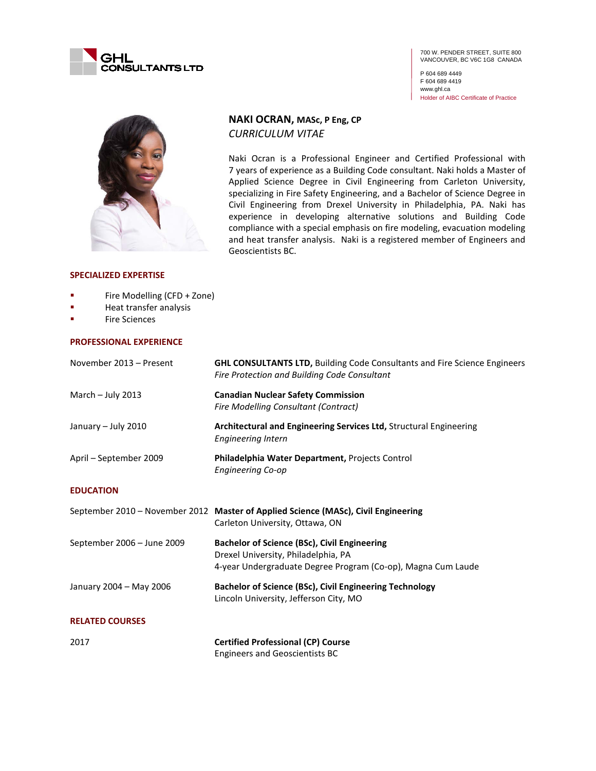GHL CONSULTANTS LTD

700 W. PENDER STREET, SUITE 800
VANCOUVER, BC V6C 1G8 CANADA

P 604 689 4449
F 604 689 4419
www.ghl.ca
Holder of AIBC Certificate of Practice

# NAKI OCRAN, MASc, P Eng, CP

*CURRICULUM VITAE*

Naki Ocran is a Professional Engineer and Certified Professional with 7 years of experience as a Building Code consultant. Naki holds a Master of Applied Science Degree in Civil Engineering from Carleton University, specializing in Fire Safety Engineering, and a Bachelor of Science Degree in Civil Engineering from Drexel University in Philadelphia, PA. Naki has experience in developing alternative solutions and Building Code compliance with a special emphasis on fire modeling, evacuation modeling and heat transfer analysis. Naki is a registered member of Engineers and Geoscientists BC.

## SPECIALIZED EXPERTISE

- Fire Modelling (CFD + Zone)
- Heat transfer analysis
- Fire Sciences

## PROFESSIONAL EXPERIENCE

| | |
|---|---|
| November 2013 – Present | **GHL CONSULTANTS LTD,** Building Code Consultants and Fire Science Engineers<br>*Fire Protection and Building Code Consultant* |
| March – July 2013 | **Canadian Nuclear Safety Commission**<br>*Fire Modelling Consultant (Contract)* |
| January – July 2010 | **Architectural and Engineering Services Ltd,** Structural Engineering<br>*Engineering Intern* |
| April – September 2009 | **Philadelphia Water Department,** Projects Control<br>*Engineering Co-op* |

## EDUCATION

| | |
|---|---|
| September 2010 – November 2012 | **Master of Applied Science (MASc), Civil Engineering**<br>Carleton University, Ottawa, ON |
| September 2006 – June 2009 | **Bachelor of Science (BSc), Civil Engineering**<br>Drexel University, Philadelphia, PA<br>4-year Undergraduate Degree Program (Co-op), Magna Cum Laude |
| January 2004 – May 2006 | **Bachelor of Science (BSc), Civil Engineering Technology**<br>Lincoln University, Jefferson City, MO |

## RELATED COURSES

| | |
|---|---|
| 2017 | **Certified Professional (CP) Course**<br>Engineers and Geoscientists BC |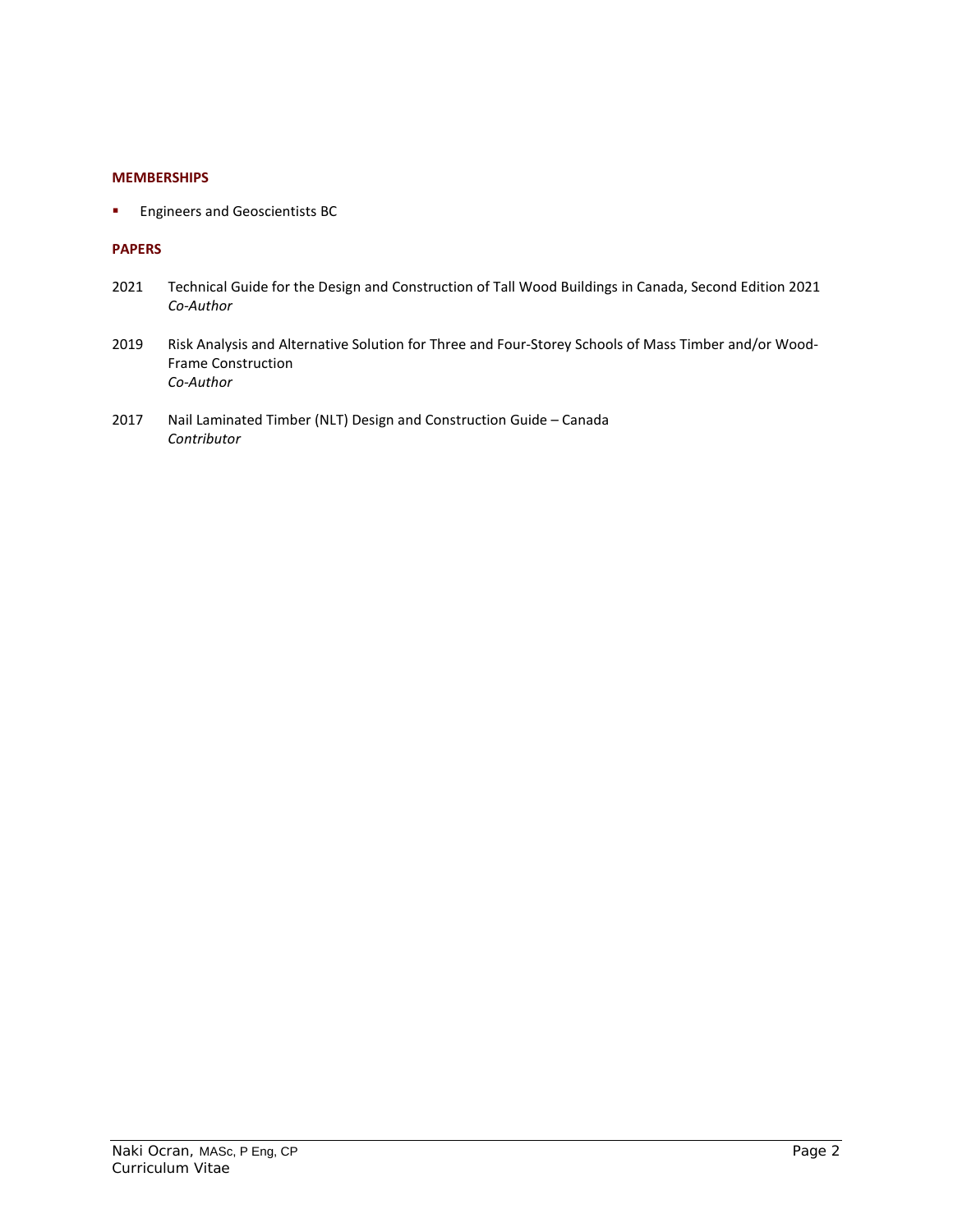## MEMBERSHIPS

- Engineers and Geoscientists BC

## PAPERS

2021 Technical Guide for the Design and Construction of Tall Wood Buildings in Canada, Second Edition 2021
*Co-Author*

2019 Risk Analysis and Alternative Solution for Three and Four-Storey Schools of Mass Timber and/or Wood-Frame Construction
*Co-Author*

2017 Nail Laminated Timber (NLT) Design and Construction Guide – Canada
*Contributor*